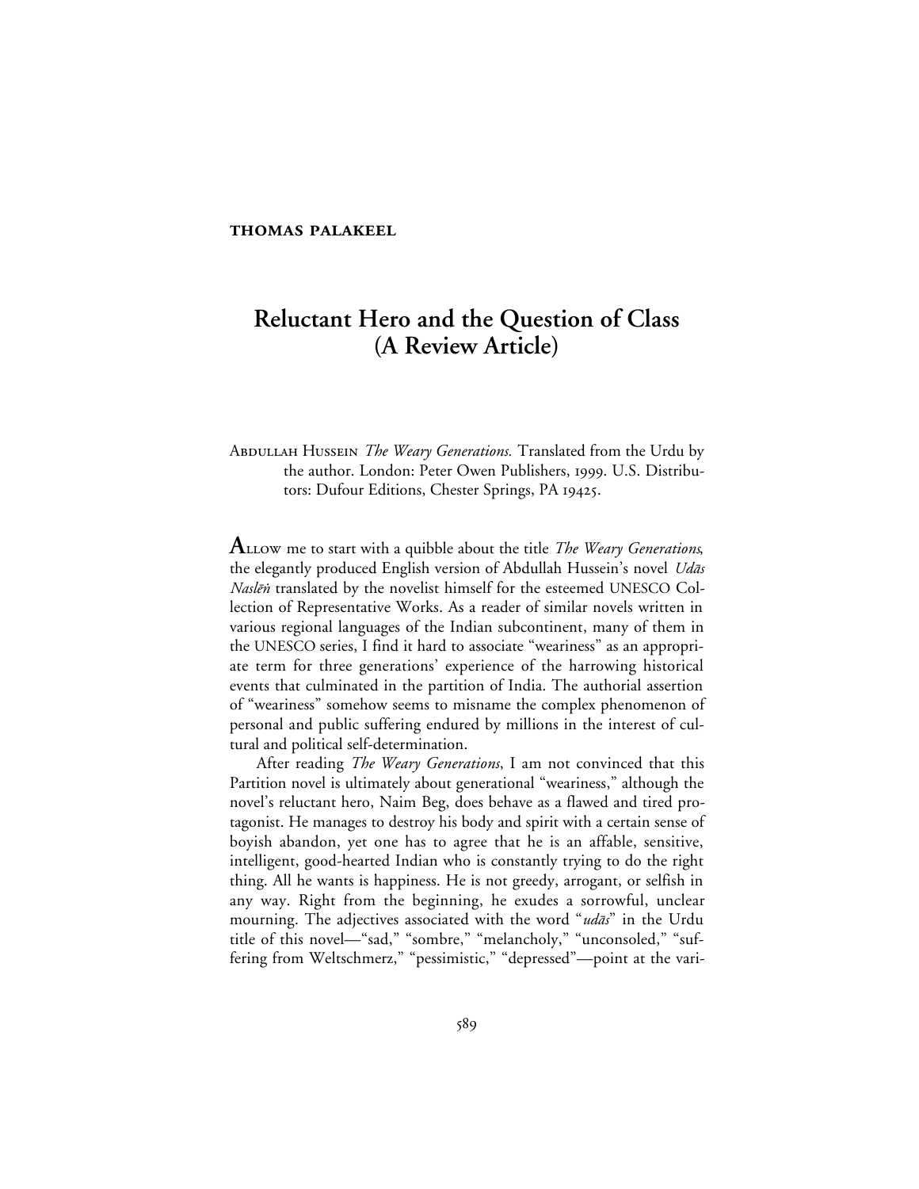**THOMAS PALAKEEL**

# Reluctant Hero and the Question of Class (A Review Article)

ABDULLAH HUSSEIN *The Weary Generations.* Translated from the Urdu by the author. London: Peter Owen Publishers, 1999. U.S. Distributors: Dufour Editions, Chester Springs, PA 19425.

**A**LLOW me to start with a quibble about the title *The Weary Generations*, the elegantly produced English version of Abdullah Hussein's novel *Udās Naslēṅ* translated by the novelist himself for the esteemed UNESCO Collection of Representative Works. As a reader of similar novels written in various regional languages of the Indian subcontinent, many of them in the UNESCO series, I find it hard to associate "weariness" as an appropriate term for three generations' experience of the harrowing historical events that culminated in the partition of India. The authorial assertion of "weariness" somehow seems to misname the complex phenomenon of personal and public suffering endured by millions in the interest of cultural and political self-determination.

After reading *The Weary Generations*, I am not convinced that this Partition novel is ultimately about generational "weariness," although the novel's reluctant hero, Naim Beg, does behave as a flawed and tired protagonist. He manages to destroy his body and spirit with a certain sense of boyish abandon, yet one has to agree that he is an affable, sensitive, intelligent, good-hearted Indian who is constantly trying to do the right thing. All he wants is happiness. He is not greedy, arrogant, or selfish in any way. Right from the beginning, he exudes a sorrowful, unclear mourning. The adjectives associated with the word "*udās*" in the Urdu title of this novel—"sad," "sombre," "melancholy," "unconsoled," "suffering from Weltschmerz," "pessimistic," "depressed"—point at the vari-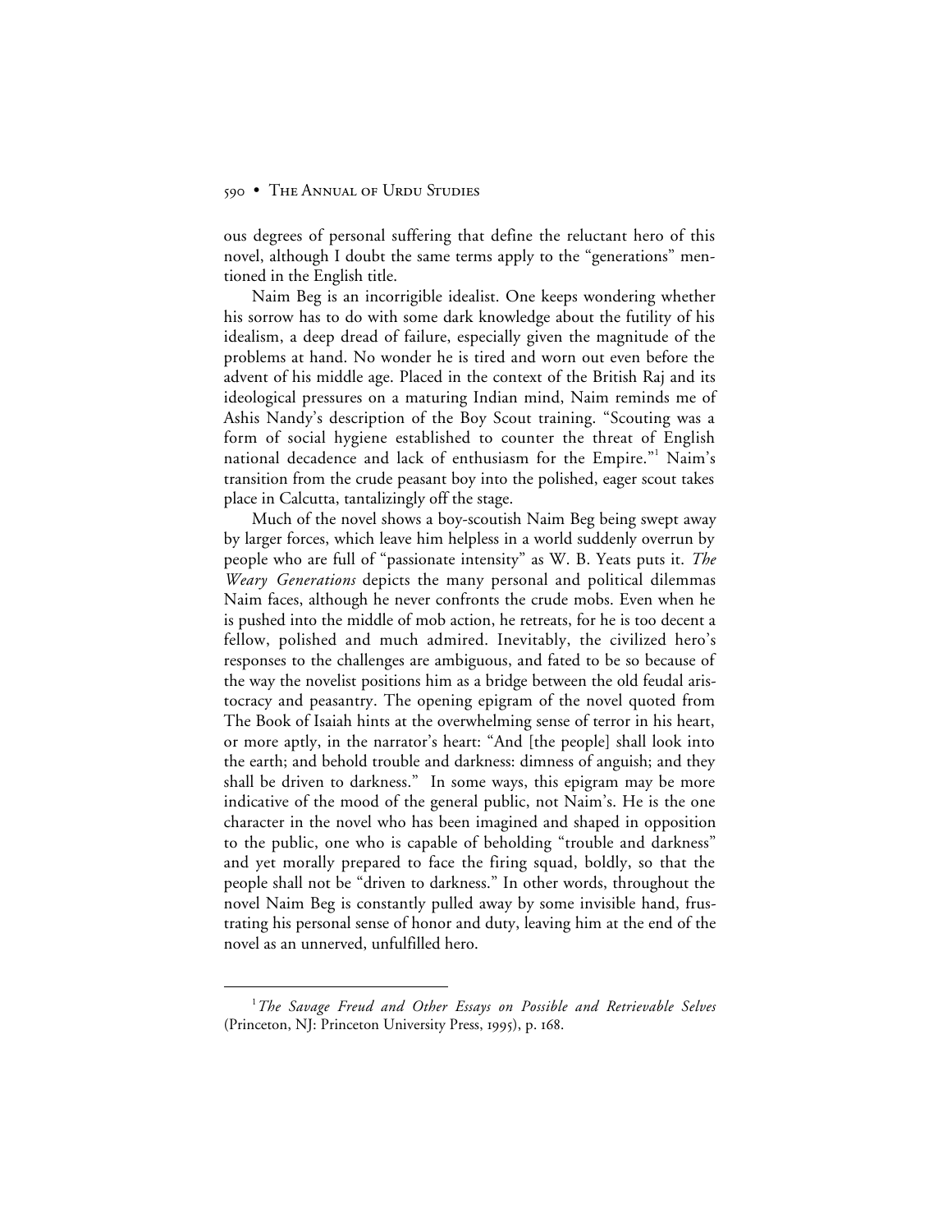ous degrees of personal suffering that define the reluctant hero of this novel, although I doubt the same terms apply to the "generations" mentioned in the English title.

Naim Beg is an incorrigible idealist. One keeps wondering whether his sorrow has to do with some dark knowledge about the futility of his idealism, a deep dread of failure, especially given the magnitude of the problems at hand. No wonder he is tired and worn out even before the advent of his middle age. Placed in the context of the British Raj and its ideological pressures on a maturing Indian mind, Naim reminds me of Ashis Nandy's description of the Boy Scout training. "Scouting was a form of social hygiene established to counter the threat of English national decadence and lack of enthusiasm for the Empire."[1] Naim's transition from the crude peasant boy into the polished, eager scout takes place in Calcutta, tantalizingly off the stage.

Much of the novel shows a boy-scoutish Naim Beg being swept away by larger forces, which leave him helpless in a world suddenly overrun by people who are full of "passionate intensity" as W. B. Yeats puts it. *The Weary Generations* depicts the many personal and political dilemmas Naim faces, although he never confronts the crude mobs. Even when he is pushed into the middle of mob action, he retreats, for he is too decent a fellow, polished and much admired. Inevitably, the civilized hero's responses to the challenges are ambiguous, and fated to be so because of the way the novelist positions him as a bridge between the old feudal aristocracy and peasantry. The opening epigram of the novel quoted from The Book of Isaiah hints at the overwhelming sense of terror in his heart, or more aptly, in the narrator's heart: "And [the people] shall look into the earth; and behold trouble and darkness: dimness of anguish; and they shall be driven to darkness." In some ways, this epigram may be more indicative of the mood of the general public, not Naim's. He is the one character in the novel who has been imagined and shaped in opposition to the public, one who is capable of beholding "trouble and darkness" and yet morally prepared to face the firing squad, boldly, so that the people shall not be "driven to darkness." In other words, throughout the novel Naim Beg is constantly pulled away by some invisible hand, frustrating his personal sense of honor and duty, leaving him at the end of the novel as an unnerved, unfulfilled hero.

---

[1] *The Savage Freud and Other Essays on Possible and Retrievable Selves* (Princeton, NJ: Princeton University Press, 1995), p. 168.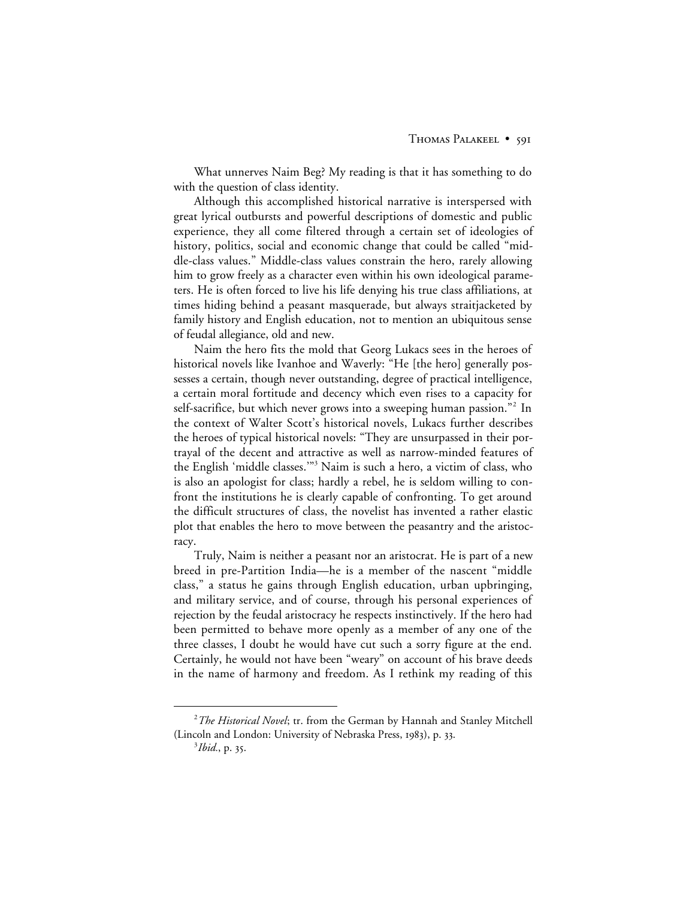What unnerves Naim Beg? My reading is that it has something to do with the question of class identity.

Although this accomplished historical narrative is interspersed with great lyrical outbursts and powerful descriptions of domestic and public experience, they all come filtered through a certain set of ideologies of history, politics, social and economic change that could be called "middle-class values." Middle-class values constrain the hero, rarely allowing him to grow freely as a character even within his own ideological parameters. He is often forced to live his life denying his true class affiliations, at times hiding behind a peasant masquerade, but always straitjacketed by family history and English education, not to mention an ubiquitous sense of feudal allegiance, old and new.

Naim the hero fits the mold that Georg Lukacs sees in the heroes of historical novels like Ivanhoe and Waverly: "He [the hero] generally possesses a certain, though never outstanding, degree of practical intelligence, a certain moral fortitude and decency which even rises to a capacity for self-sacrifice, but which never grows into a sweeping human passion."[2] In the context of Walter Scott's historical novels, Lukacs further describes the heroes of typical historical novels: "They are unsurpassed in their portrayal of the decent and attractive as well as narrow-minded features of the English 'middle classes.'"[3] Naim is such a hero, a victim of class, who is also an apologist for class; hardly a rebel, he is seldom willing to confront the institutions he is clearly capable of confronting. To get around the difficult structures of class, the novelist has invented a rather elastic plot that enables the hero to move between the peasantry and the aristocracy.

Truly, Naim is neither a peasant nor an aristocrat. He is part of a new breed in pre-Partition India—he is a member of the nascent "middle class," a status he gains through English education, urban upbringing, and military service, and of course, through his personal experiences of rejection by the feudal aristocracy he respects instinctively. If the hero had been permitted to behave more openly as a member of any one of the three classes, I doubt he would have cut such a sorry figure at the end. Certainly, he would not have been "weary" on account of his brave deeds in the name of harmony and freedom. As I rethink my reading of this

---

[2] *The Historical Novel*; tr. from the German by Hannah and Stanley Mitchell (Lincoln and London: University of Nebraska Press, 1983), p. 33.

[3] *Ibid.*, p. 35.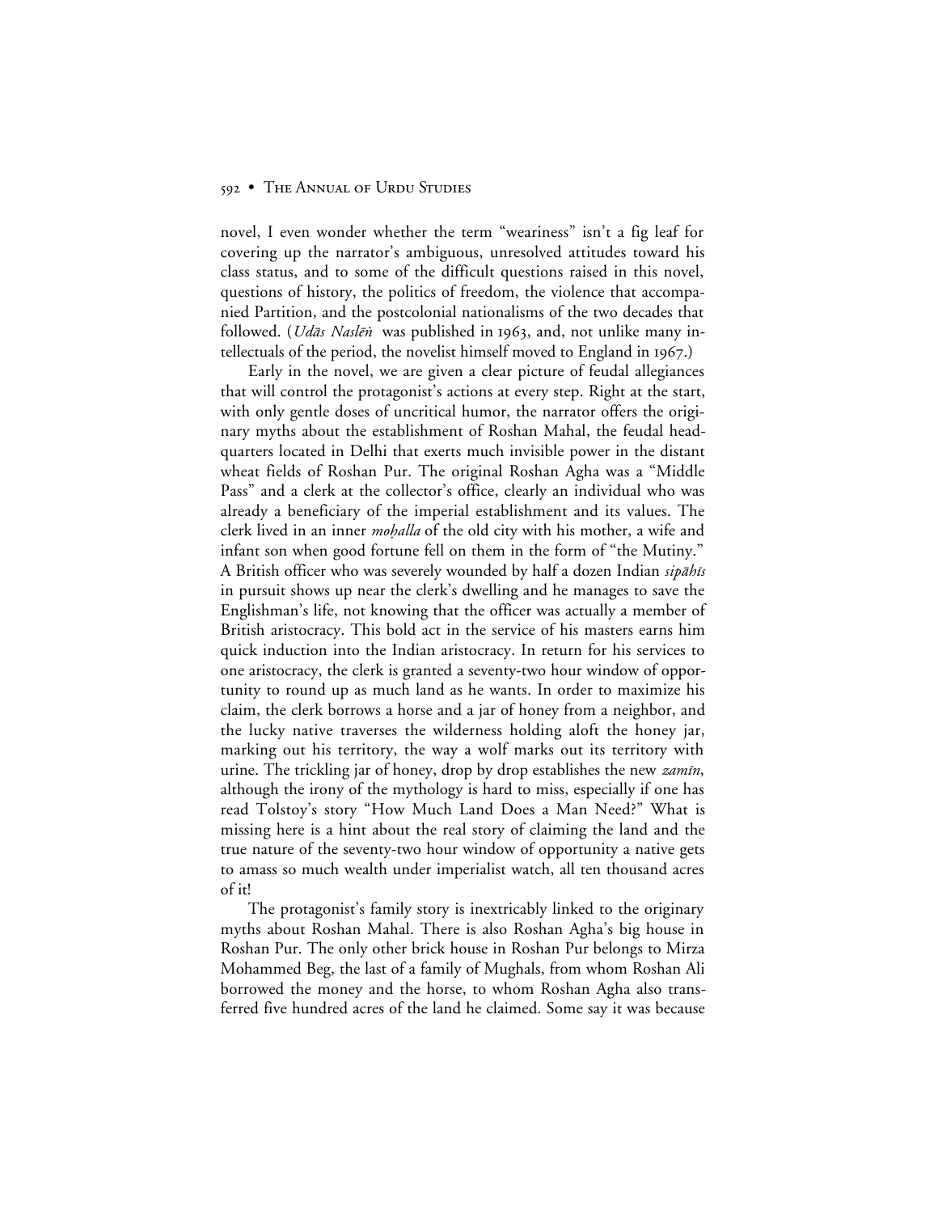novel, I even wonder whether the term "weariness" isn't a fig leaf for covering up the narrator's ambiguous, unresolved attitudes toward his class status, and to some of the difficult questions raised in this novel, questions of history, the politics of freedom, the violence that accompanied Partition, and the postcolonial nationalisms of the two decades that followed. (*Udās Naslēṅ* was published in 1963, and, not unlike many intellectuals of the period, the novelist himself moved to England in 1967.)

Early in the novel, we are given a clear picture of feudal allegiances that will control the protagonist's actions at every step. Right at the start, with only gentle doses of uncritical humor, the narrator offers the originary myths about the establishment of Roshan Mahal, the feudal headquarters located in Delhi that exerts much invisible power in the distant wheat fields of Roshan Pur. The original Roshan Agha was a "Middle Pass" and a clerk at the collector's office, clearly an individual who was already a beneficiary of the imperial establishment and its values. The clerk lived in an inner *moḥalla* of the old city with his mother, a wife and infant son when good fortune fell on them in the form of "the Mutiny." A British officer who was severely wounded by half a dozen Indian *sipāhīs* in pursuit shows up near the clerk's dwelling and he manages to save the Englishman's life, not knowing that the officer was actually a member of British aristocracy. This bold act in the service of his masters earns him quick induction into the Indian aristocracy. In return for his services to one aristocracy, the clerk is granted a seventy-two hour window of opportunity to round up as much land as he wants. In order to maximize his claim, the clerk borrows a horse and a jar of honey from a neighbor, and the lucky native traverses the wilderness holding aloft the honey jar, marking out his territory, the way a wolf marks out its territory with urine. The trickling jar of honey, drop by drop establishes the new *zamīn*, although the irony of the mythology is hard to miss, especially if one has read Tolstoy's story "How Much Land Does a Man Need?" What is missing here is a hint about the real story of claiming the land and the true nature of the seventy-two hour window of opportunity a native gets to amass so much wealth under imperialist watch, all ten thousand acres of it!

The protagonist's family story is inextricably linked to the originary myths about Roshan Mahal. There is also Roshan Agha's big house in Roshan Pur. The only other brick house in Roshan Pur belongs to Mirza Mohammed Beg, the last of a family of Mughals, from whom Roshan Ali borrowed the money and the horse, to whom Roshan Agha also transferred five hundred acres of the land he claimed. Some say it was because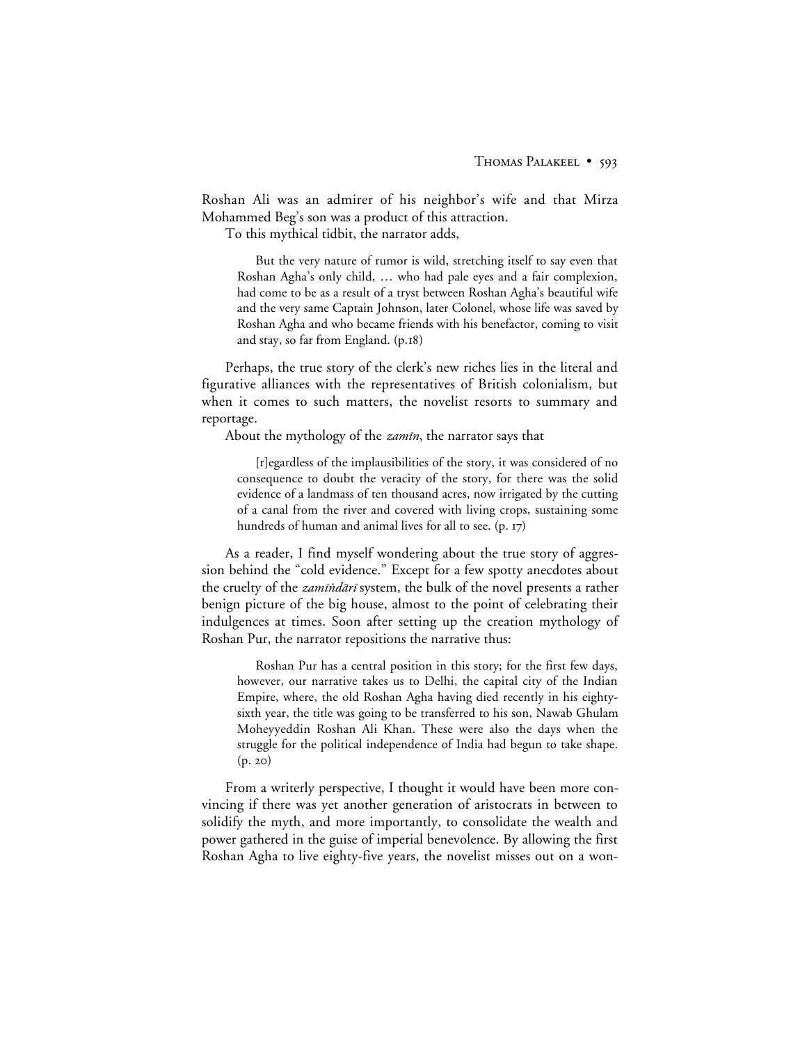Roshan Ali was an admirer of his neighbor's wife and that Mirza Mohammed Beg's son was a product of this attraction.

To this mythical tidbit, the narrator adds,

> But the very nature of rumor is wild, stretching itself to say even that Roshan Agha's only child, … who had pale eyes and a fair complexion, had come to be as a result of a tryst between Roshan Agha's beautiful wife and the very same Captain Johnson, later Colonel, whose life was saved by Roshan Agha and who became friends with his benefactor, coming to visit and stay, so far from England. (p.18)

Perhaps, the true story of the clerk's new riches lies in the literal and figurative alliances with the representatives of British colonialism, but when it comes to such matters, the novelist resorts to summary and reportage.

About the mythology of the *zamīn*, the narrator says that

> [r]egardless of the implausibilities of the story, it was considered of no consequence to doubt the veracity of the story, for there was the solid evidence of a landmass of ten thousand acres, now irrigated by the cutting of a canal from the river and covered with living crops, sustaining some hundreds of human and animal lives for all to see. (p. 17)

As a reader, I find myself wondering about the true story of aggression behind the "cold evidence." Except for a few spotty anecdotes about the cruelty of the *zamīṅdārī* system, the bulk of the novel presents a rather benign picture of the big house, almost to the point of celebrating their indulgences at times. Soon after setting up the creation mythology of Roshan Pur, the narrator repositions the narrative thus:

> Roshan Pur has a central position in this story; for the first few days, however, our narrative takes us to Delhi, the capital city of the Indian Empire, where, the old Roshan Agha having died recently in his eighty-sixth year, the title was going to be transferred to his son, Nawab Ghulam Moheyyeddin Roshan Ali Khan. These were also the days when the struggle for the political independence of India had begun to take shape. (p. 20)

From a writerly perspective, I thought it would have been more convincing if there was yet another generation of aristocrats in between to solidify the myth, and more importantly, to consolidate the wealth and power gathered in the guise of imperial benevolence. By allowing the first Roshan Agha to live eighty-five years, the novelist misses out on a won-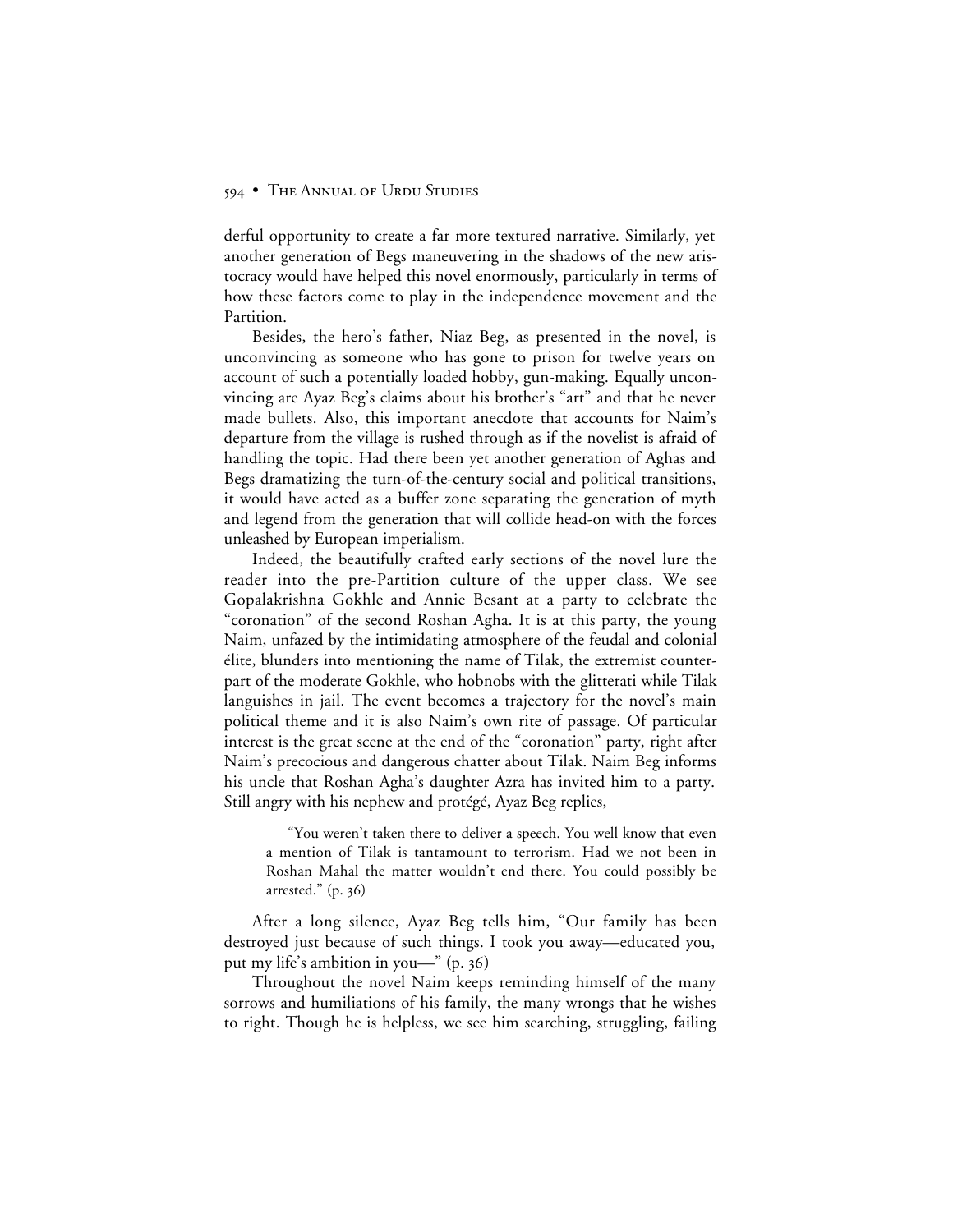derful opportunity to create a far more textured narrative. Similarly, yet another generation of Begs maneuvering in the shadows of the new aristocracy would have helped this novel enormously, particularly in terms of how these factors come to play in the independence movement and the Partition.

Besides, the hero's father, Niaz Beg, as presented in the novel, is unconvincing as someone who has gone to prison for twelve years on account of such a potentially loaded hobby, gun-making. Equally unconvincing are Ayaz Beg's claims about his brother's "art" and that he never made bullets. Also, this important anecdote that accounts for Naim's departure from the village is rushed through as if the novelist is afraid of handling the topic. Had there been yet another generation of Aghas and Begs dramatizing the turn-of-the-century social and political transitions, it would have acted as a buffer zone separating the generation of myth and legend from the generation that will collide head-on with the forces unleashed by European imperialism.

Indeed, the beautifully crafted early sections of the novel lure the reader into the pre-Partition culture of the upper class. We see Gopalakrishna Gokhle and Annie Besant at a party to celebrate the "coronation" of the second Roshan Agha. It is at this party, the young Naim, unfazed by the intimidating atmosphere of the feudal and colonial élite, blunders into mentioning the name of Tilak, the extremist counterpart of the moderate Gokhle, who hobnobs with the glitterati while Tilak languishes in jail. The event becomes a trajectory for the novel's main political theme and it is also Naim's own rite of passage. Of particular interest is the great scene at the end of the "coronation" party, right after Naim's precocious and dangerous chatter about Tilak. Naim Beg informs his uncle that Roshan Agha's daughter Azra has invited him to a party. Still angry with his nephew and protégé, Ayaz Beg replies,

> "You weren't taken there to deliver a speech. You well know that even a mention of Tilak is tantamount to terrorism. Had we not been in Roshan Mahal the matter wouldn't end there. You could possibly be arrested." (p. 36)

After a long silence, Ayaz Beg tells him, "Our family has been destroyed just because of such things. I took you away—educated you, put my life's ambition in you—" (p. 36)

Throughout the novel Naim keeps reminding himself of the many sorrows and humiliations of his family, the many wrongs that he wishes to right. Though he is helpless, we see him searching, struggling, failing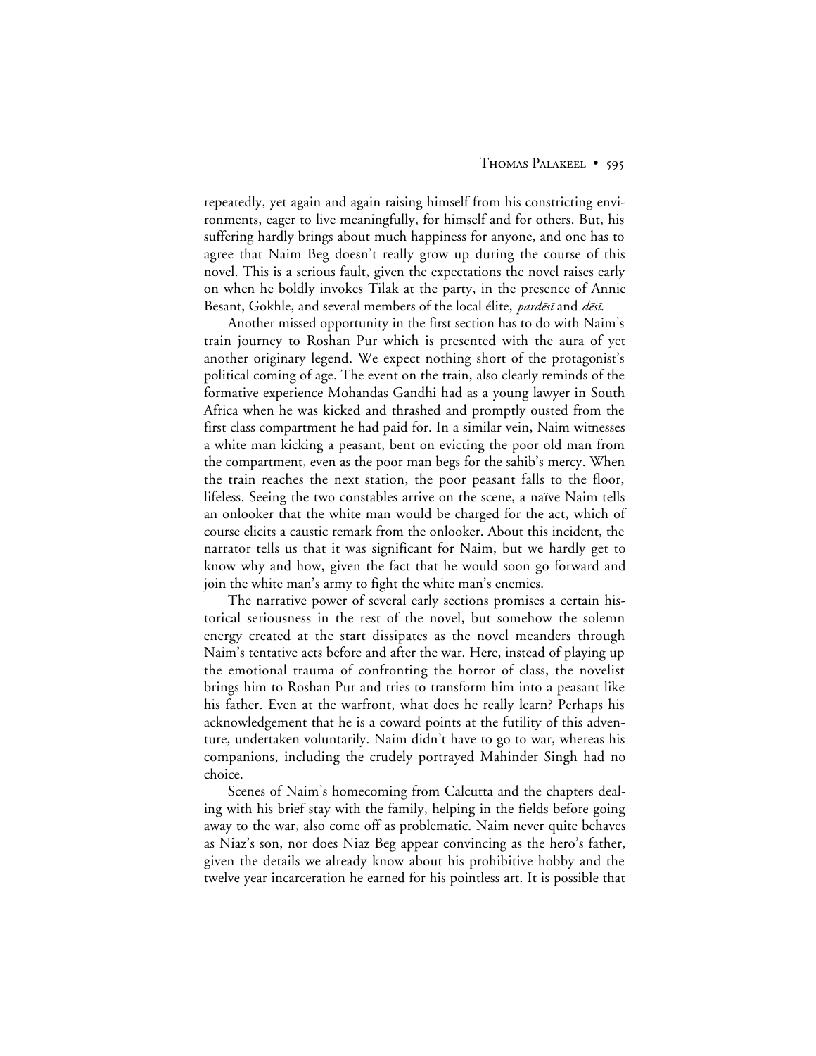repeatedly, yet again and again raising himself from his constricting environments, eager to live meaningfully, for himself and for others. But, his suffering hardly brings about much happiness for anyone, and one has to agree that Naim Beg doesn't really grow up during the course of this novel. This is a serious fault, given the expectations the novel raises early on when he boldly invokes Tilak at the party, in the presence of Annie Besant, Gokhle, and several members of the local élite, *pardēsī* and *dēsī*.

Another missed opportunity in the first section has to do with Naim's train journey to Roshan Pur which is presented with the aura of yet another originary legend. We expect nothing short of the protagonist's political coming of age. The event on the train, also clearly reminds of the formative experience Mohandas Gandhi had as a young lawyer in South Africa when he was kicked and thrashed and promptly ousted from the first class compartment he had paid for. In a similar vein, Naim witnesses a white man kicking a peasant, bent on evicting the poor old man from the compartment, even as the poor man begs for the sahib's mercy. When the train reaches the next station, the poor peasant falls to the floor, lifeless. Seeing the two constables arrive on the scene, a naïve Naim tells an onlooker that the white man would be charged for the act, which of course elicits a caustic remark from the onlooker. About this incident, the narrator tells us that it was significant for Naim, but we hardly get to know why and how, given the fact that he would soon go forward and join the white man's army to fight the white man's enemies.

The narrative power of several early sections promises a certain historical seriousness in the rest of the novel, but somehow the solemn energy created at the start dissipates as the novel meanders through Naim's tentative acts before and after the war. Here, instead of playing up the emotional trauma of confronting the horror of class, the novelist brings him to Roshan Pur and tries to transform him into a peasant like his father. Even at the warfront, what does he really learn? Perhaps his acknowledgement that he is a coward points at the futility of this adventure, undertaken voluntarily. Naim didn't have to go to war, whereas his companions, including the crudely portrayed Mahinder Singh had no choice.

Scenes of Naim's homecoming from Calcutta and the chapters dealing with his brief stay with the family, helping in the fields before going away to the war, also come off as problematic. Naim never quite behaves as Niaz's son, nor does Niaz Beg appear convincing as the hero's father, given the details we already know about his prohibitive hobby and the twelve year incarceration he earned for his pointless art. It is possible that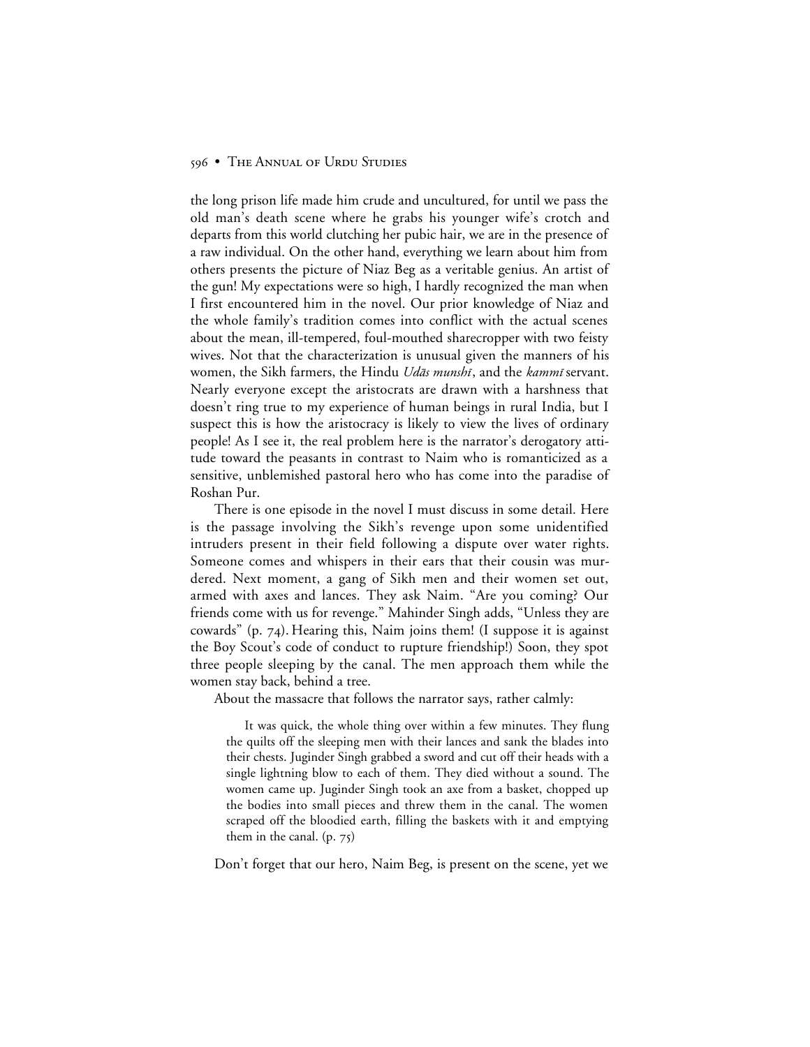the long prison life made him crude and uncultured, for until we pass the old man's death scene where he grabs his younger wife's crotch and departs from this world clutching her pubic hair, we are in the presence of a raw individual. On the other hand, everything we learn about him from others presents the picture of Niaz Beg as a veritable genius. An artist of the gun! My expectations were so high, I hardly recognized the man when I first encountered him in the novel. Our prior knowledge of Niaz and the whole family's tradition comes into conflict with the actual scenes about the mean, ill-tempered, foul-mouthed sharecropper with two feisty wives. Not that the characterization is unusual given the manners of his women, the Sikh farmers, the Hindu *Udās munshī*, and the *kammī* servant. Nearly everyone except the aristocrats are drawn with a harshness that doesn't ring true to my experience of human beings in rural India, but I suspect this is how the aristocracy is likely to view the lives of ordinary people! As I see it, the real problem here is the narrator's derogatory attitude toward the peasants in contrast to Naim who is romanticized as a sensitive, unblemished pastoral hero who has come into the paradise of Roshan Pur.

There is one episode in the novel I must discuss in some detail. Here is the passage involving the Sikh's revenge upon some unidentified intruders present in their field following a dispute over water rights. Someone comes and whispers in their ears that their cousin was murdered. Next moment, a gang of Sikh men and their women set out, armed with axes and lances. They ask Naim. "Are you coming? Our friends come with us for revenge." Mahinder Singh adds, "Unless they are cowards" (p. 74). Hearing this, Naim joins them! (I suppose it is against the Boy Scout's code of conduct to rupture friendship!) Soon, they spot three people sleeping by the canal. The men approach them while the women stay back, behind a tree.

About the massacre that follows the narrator says, rather calmly:

> It was quick, the whole thing over within a few minutes. They flung the quilts off the sleeping men with their lances and sank the blades into their chests. Juginder Singh grabbed a sword and cut off their heads with a single lightning blow to each of them. They died without a sound. The women came up. Juginder Singh took an axe from a basket, chopped up the bodies into small pieces and threw them in the canal. The women scraped off the bloodied earth, filling the baskets with it and emptying them in the canal. (p. 75)

Don't forget that our hero, Naim Beg, is present on the scene, yet we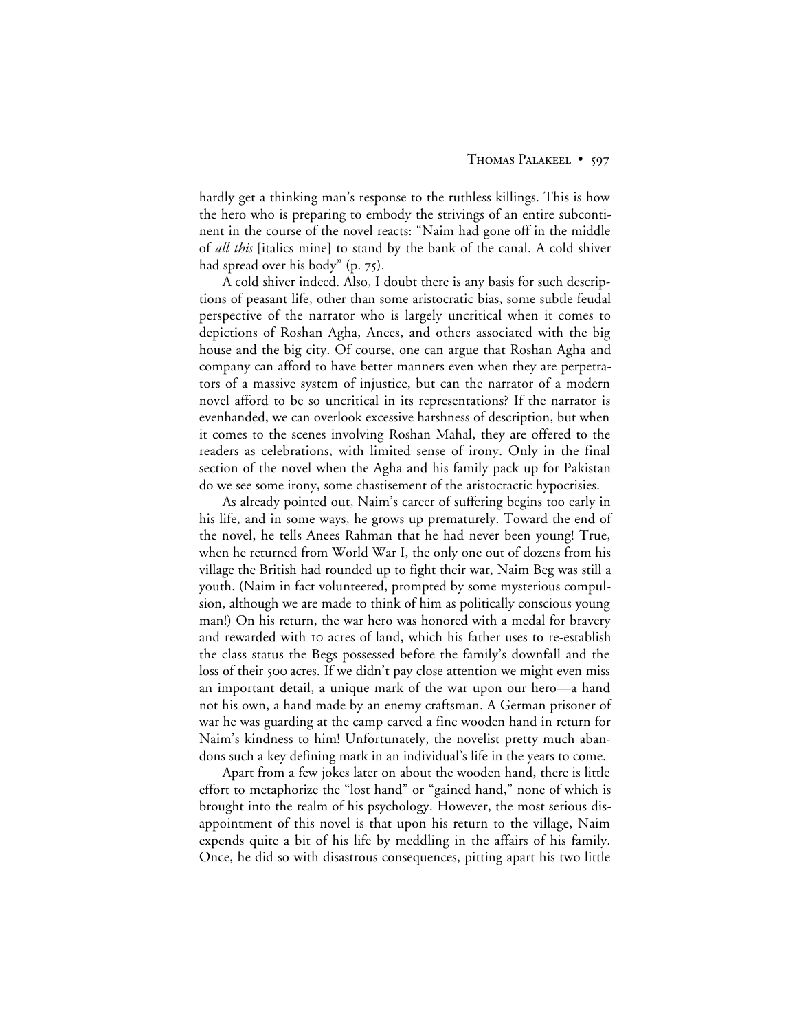hardly get a thinking man's response to the ruthless killings. This is how the hero who is preparing to embody the strivings of an entire subcontinent in the course of the novel reacts: "Naim had gone off in the middle of *all this* [italics mine] to stand by the bank of the canal. A cold shiver had spread over his body" (p. 75).

A cold shiver indeed. Also, I doubt there is any basis for such descriptions of peasant life, other than some aristocratic bias, some subtle feudal perspective of the narrator who is largely uncritical when it comes to depictions of Roshan Agha, Anees, and others associated with the big house and the big city. Of course, one can argue that Roshan Agha and company can afford to have better manners even when they are perpetrators of a massive system of injustice, but can the narrator of a modern novel afford to be so uncritical in its representations? If the narrator is evenhanded, we can overlook excessive harshness of description, but when it comes to the scenes involving Roshan Mahal, they are offered to the readers as celebrations, with limited sense of irony. Only in the final section of the novel when the Agha and his family pack up for Pakistan do we see some irony, some chastisement of the aristocractic hypocrisies.

As already pointed out, Naim's career of suffering begins too early in his life, and in some ways, he grows up prematurely. Toward the end of the novel, he tells Anees Rahman that he had never been young! True, when he returned from World War I, the only one out of dozens from his village the British had rounded up to fight their war, Naim Beg was still a youth. (Naim in fact volunteered, prompted by some mysterious compulsion, although we are made to think of him as politically conscious young man!) On his return, the war hero was honored with a medal for bravery and rewarded with 10 acres of land, which his father uses to re-establish the class status the Begs possessed before the family's downfall and the loss of their 500 acres. If we didn't pay close attention we might even miss an important detail, a unique mark of the war upon our hero—a hand not his own, a hand made by an enemy craftsman. A German prisoner of war he was guarding at the camp carved a fine wooden hand in return for Naim's kindness to him! Unfortunately, the novelist pretty much abandons such a key defining mark in an individual's life in the years to come.

Apart from a few jokes later on about the wooden hand, there is little effort to metaphorize the "lost hand" or "gained hand," none of which is brought into the realm of his psychology. However, the most serious disappointment of this novel is that upon his return to the village, Naim expends quite a bit of his life by meddling in the affairs of his family. Once, he did so with disastrous consequences, pitting apart his two little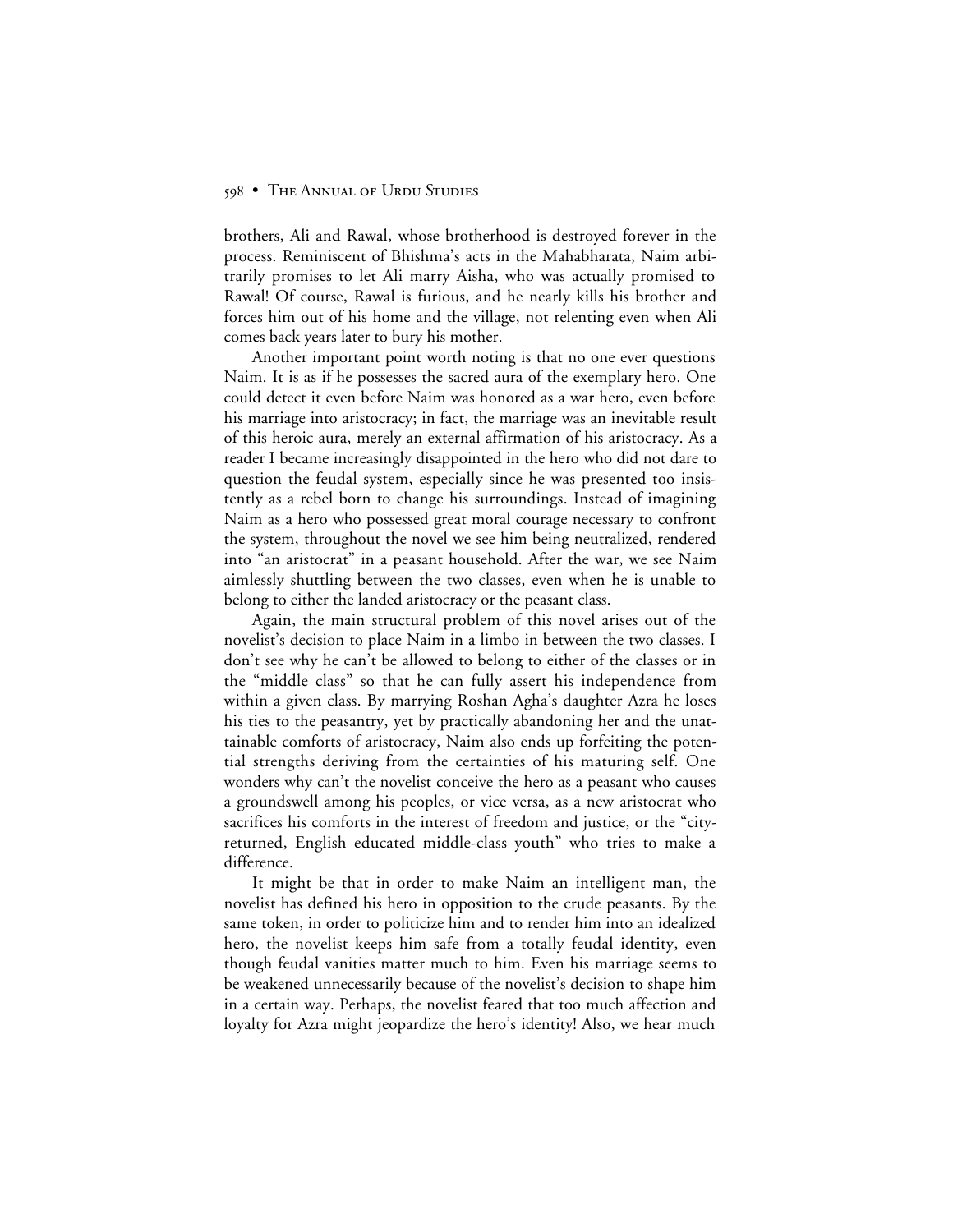brothers, Ali and Rawal, whose brotherhood is destroyed forever in the process. Reminiscent of Bhishma's acts in the Mahabharata, Naim arbitrarily promises to let Ali marry Aisha, who was actually promised to Rawal! Of course, Rawal is furious, and he nearly kills his brother and forces him out of his home and the village, not relenting even when Ali comes back years later to bury his mother.

Another important point worth noting is that no one ever questions Naim. It is as if he possesses the sacred aura of the exemplary hero. One could detect it even before Naim was honored as a war hero, even before his marriage into aristocracy; in fact, the marriage was an inevitable result of this heroic aura, merely an external affirmation of his aristocracy. As a reader I became increasingly disappointed in the hero who did not dare to question the feudal system, especially since he was presented too insistently as a rebel born to change his surroundings. Instead of imagining Naim as a hero who possessed great moral courage necessary to confront the system, throughout the novel we see him being neutralized, rendered into "an aristocrat" in a peasant household. After the war, we see Naim aimlessly shuttling between the two classes, even when he is unable to belong to either the landed aristocracy or the peasant class.

Again, the main structural problem of this novel arises out of the novelist's decision to place Naim in a limbo in between the two classes. I don't see why he can't be allowed to belong to either of the classes or in the "middle class" so that he can fully assert his independence from within a given class. By marrying Roshan Agha's daughter Azra he loses his ties to the peasantry, yet by practically abandoning her and the unattainable comforts of aristocracy, Naim also ends up forfeiting the potential strengths deriving from the certainties of his maturing self. One wonders why can't the novelist conceive the hero as a peasant who causes a groundswell among his peoples, or vice versa, as a new aristocrat who sacrifices his comforts in the interest of freedom and justice, or the "city-returned, English educated middle-class youth" who tries to make a difference.

It might be that in order to make Naim an intelligent man, the novelist has defined his hero in opposition to the crude peasants. By the same token, in order to politicize him and to render him into an idealized hero, the novelist keeps him safe from a totally feudal identity, even though feudal vanities matter much to him. Even his marriage seems to be weakened unnecessarily because of the novelist's decision to shape him in a certain way. Perhaps, the novelist feared that too much affection and loyalty for Azra might jeopardize the hero's identity! Also, we hear much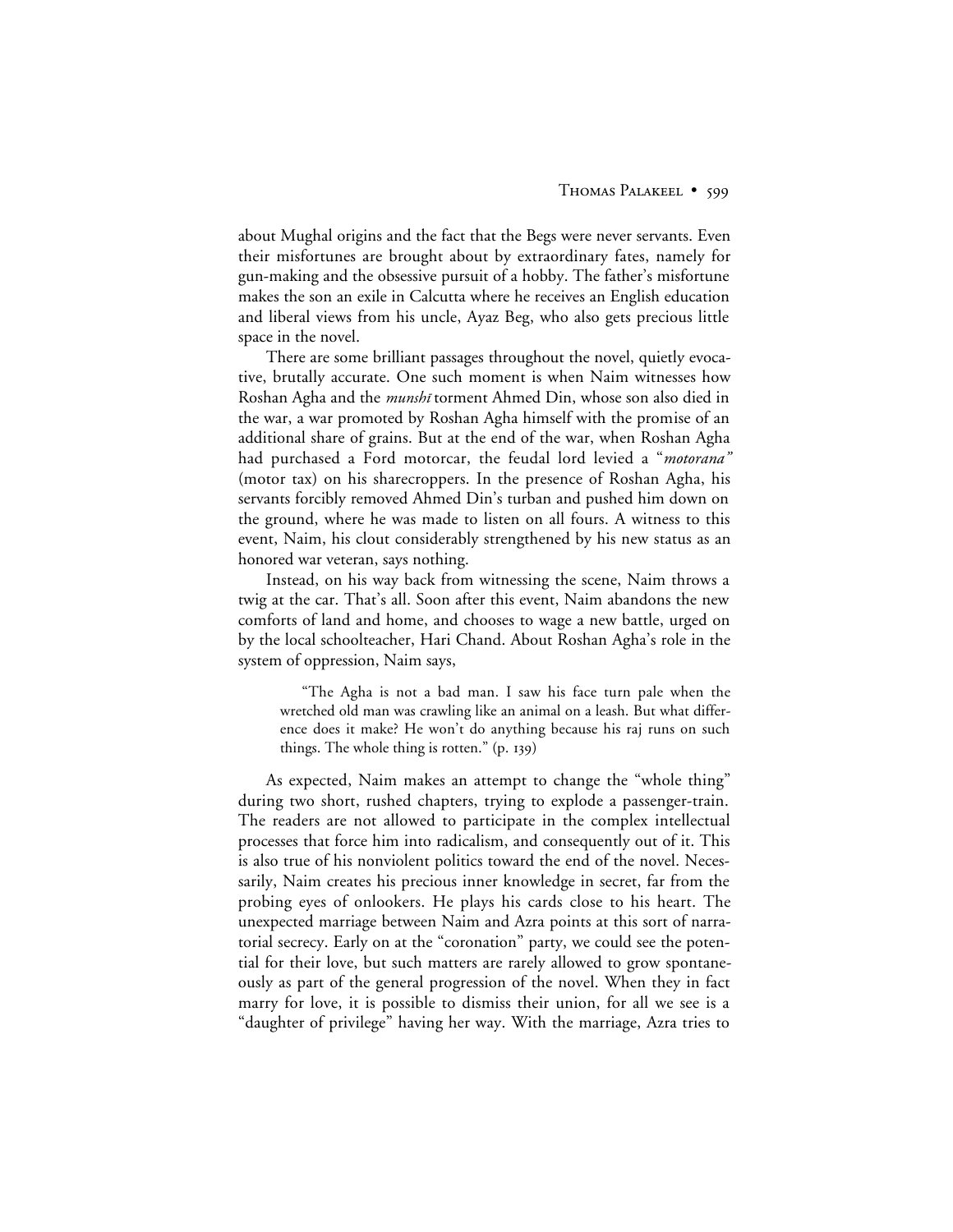about Mughal origins and the fact that the Begs were never servants. Even their misfortunes are brought about by extraordinary fates, namely for gun-making and the obsessive pursuit of a hobby. The father's misfortune makes the son an exile in Calcutta where he receives an English education and liberal views from his uncle, Ayaz Beg, who also gets precious little space in the novel.

There are some brilliant passages throughout the novel, quietly evocative, brutally accurate. One such moment is when Naim witnesses how Roshan Agha and the *munshī* torment Ahmed Din, whose son also died in the war, a war promoted by Roshan Agha himself with the promise of an additional share of grains. But at the end of the war, when Roshan Agha had purchased a Ford motorcar, the feudal lord levied a "*motorana*" (motor tax) on his sharecroppers. In the presence of Roshan Agha, his servants forcibly removed Ahmed Din's turban and pushed him down on the ground, where he was made to listen on all fours. A witness to this event, Naim, his clout considerably strengthened by his new status as an honored war veteran, says nothing.

Instead, on his way back from witnessing the scene, Naim throws a twig at the car. That's all. Soon after this event, Naim abandons the new comforts of land and home, and chooses to wage a new battle, urged on by the local schoolteacher, Hari Chand. About Roshan Agha's role in the system of oppression, Naim says,

> "The Agha is not a bad man. I saw his face turn pale when the wretched old man was crawling like an animal on a leash. But what difference does it make? He won't do anything because his raj runs on such things. The whole thing is rotten." (p. 139)

As expected, Naim makes an attempt to change the "whole thing" during two short, rushed chapters, trying to explode a passenger-train. The readers are not allowed to participate in the complex intellectual processes that force him into radicalism, and consequently out of it. This is also true of his nonviolent politics toward the end of the novel. Necessarily, Naim creates his precious inner knowledge in secret, far from the probing eyes of onlookers. He plays his cards close to his heart. The unexpected marriage between Naim and Azra points at this sort of narratorial secrecy. Early on at the "coronation" party, we could see the potential for their love, but such matters are rarely allowed to grow spontaneously as part of the general progression of the novel. When they in fact marry for love, it is possible to dismiss their union, for all we see is a "daughter of privilege" having her way. With the marriage, Azra tries to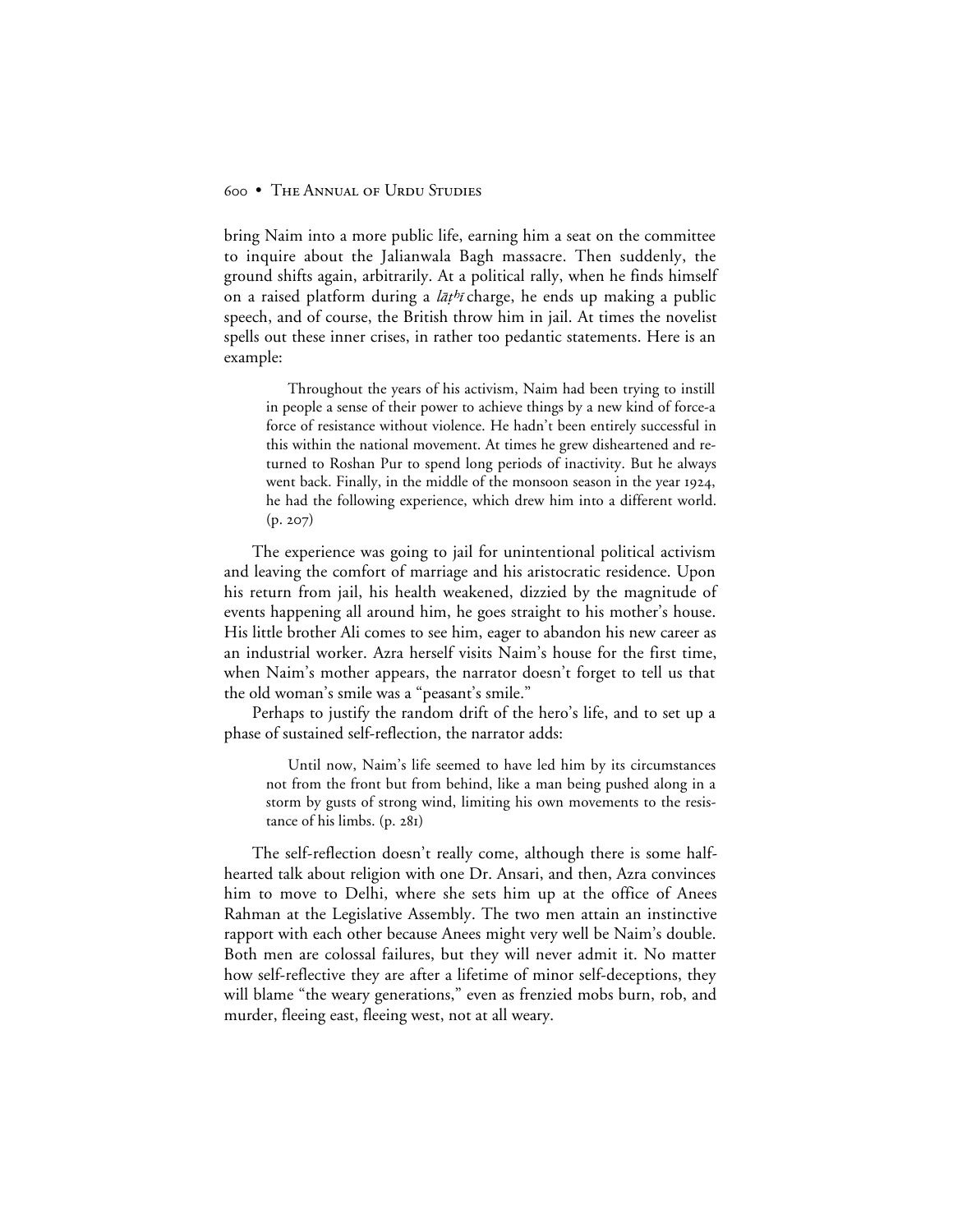bring Naim into a more public life, earning him a seat on the committee to inquire about the Jalianwala Bagh massacre. Then suddenly, the ground shifts again, arbitrarily. At a political rally, when he finds himself on a raised platform during a *lāṭhī* charge, he ends up making a public speech, and of course, the British throw him in jail. At times the novelist spells out these inner crises, in rather too pedantic statements. Here is an example:

> Throughout the years of his activism, Naim had been trying to instill in people a sense of their power to achieve things by a new kind of force-a force of resistance without violence. He hadn't been entirely successful in this within the national movement. At times he grew disheartened and returned to Roshan Pur to spend long periods of inactivity. But he always went back. Finally, in the middle of the monsoon season in the year 1924, he had the following experience, which drew him into a different world. (p. 207)

The experience was going to jail for unintentional political activism and leaving the comfort of marriage and his aristocratic residence. Upon his return from jail, his health weakened, dizzied by the magnitude of events happening all around him, he goes straight to his mother's house. His little brother Ali comes to see him, eager to abandon his new career as an industrial worker. Azra herself visits Naim's house for the first time, when Naim's mother appears, the narrator doesn't forget to tell us that the old woman's smile was a "peasant's smile."

Perhaps to justify the random drift of the hero's life, and to set up a phase of sustained self-reflection, the narrator adds:

> Until now, Naim's life seemed to have led him by its circumstances not from the front but from behind, like a man being pushed along in a storm by gusts of strong wind, limiting his own movements to the resistance of his limbs. (p. 281)

The self-reflection doesn't really come, although there is some half-hearted talk about religion with one Dr. Ansari, and then, Azra convinces him to move to Delhi, where she sets him up at the office of Anees Rahman at the Legislative Assembly. The two men attain an instinctive rapport with each other because Anees might very well be Naim's double. Both men are colossal failures, but they will never admit it. No matter how self-reflective they are after a lifetime of minor self-deceptions, they will blame "the weary generations," even as frenzied mobs burn, rob, and murder, fleeing east, fleeing west, not at all weary.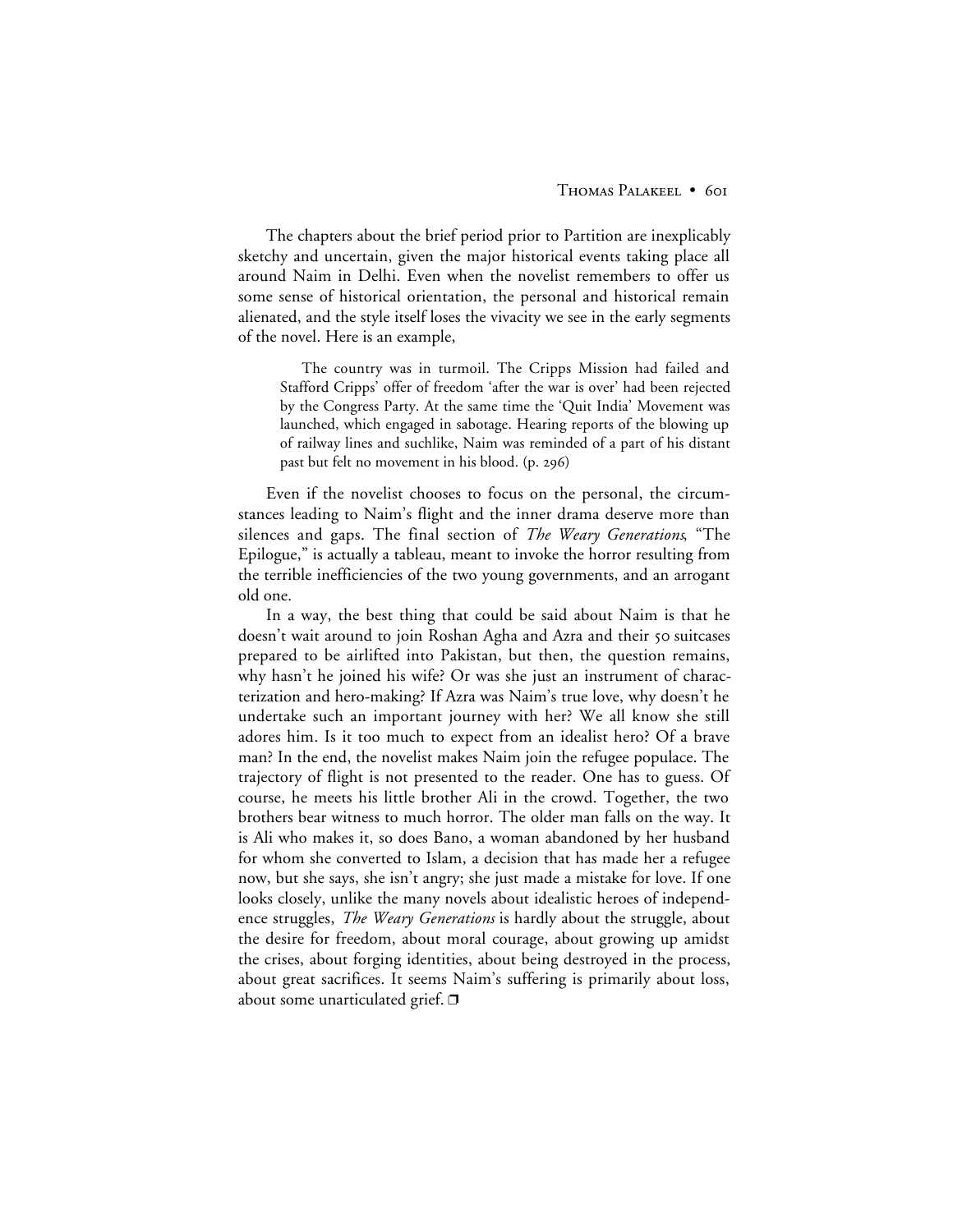The chapters about the brief period prior to Partition are inexplicably sketchy and uncertain, given the major historical events taking place all around Naim in Delhi. Even when the novelist remembers to offer us some sense of historical orientation, the personal and historical remain alienated, and the style itself loses the vivacity we see in the early segments of the novel. Here is an example,

> The country was in turmoil. The Cripps Mission had failed and Stafford Cripps' offer of freedom 'after the war is over' had been rejected by the Congress Party. At the same time the 'Quit India' Movement was launched, which engaged in sabotage. Hearing reports of the blowing up of railway lines and suchlike, Naim was reminded of a part of his distant past but felt no movement in his blood. (p. 296)

Even if the novelist chooses to focus on the personal, the circumstances leading to Naim's flight and the inner drama deserve more than silences and gaps. The final section of *The Weary Generations*, "The Epilogue," is actually a tableau, meant to invoke the horror resulting from the terrible inefficiencies of the two young governments, and an arrogant old one.

In a way, the best thing that could be said about Naim is that he doesn't wait around to join Roshan Agha and Azra and their 50 suitcases prepared to be airlifted into Pakistan, but then, the question remains, why hasn't he joined his wife? Or was she just an instrument of characterization and hero-making? If Azra was Naim's true love, why doesn't he undertake such an important journey with her? We all know she still adores him. Is it too much to expect from an idealist hero? Of a brave man? In the end, the novelist makes Naim join the refugee populace. The trajectory of flight is not presented to the reader. One has to guess. Of course, he meets his little brother Ali in the crowd. Together, the two brothers bear witness to much horror. The older man falls on the way. It is Ali who makes it, so does Bano, a woman abandoned by her husband for whom she converted to Islam, a decision that has made her a refugee now, but she says, she isn't angry; she just made a mistake for love. If one looks closely, unlike the many novels about idealistic heroes of independence struggles, *The Weary Generations* is hardly about the struggle, about the desire for freedom, about moral courage, about growing up amidst the crises, about forging identities, about being destroyed in the process, about great sacrifices. It seems Naim's suffering is primarily about loss, about some unarticulated grief. ❒